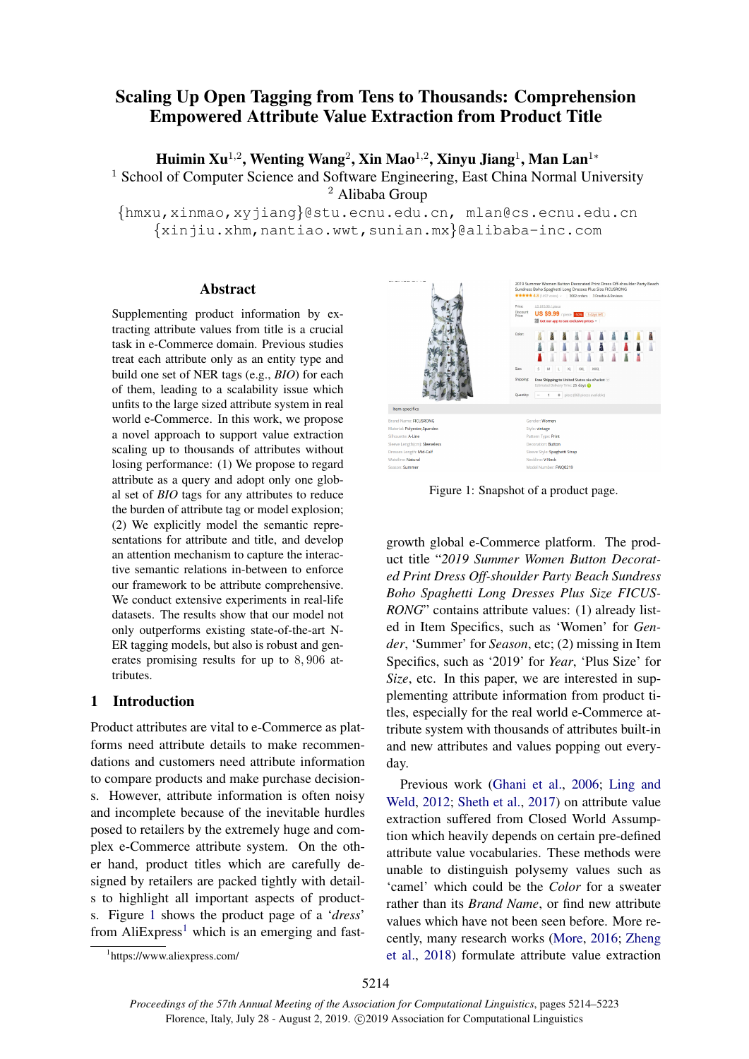# Scaling Up Open Tagging from Tens to Thousands: Comprehension Empowered Attribute Value Extraction from Product Title

**Huimin Xu**[1,2], **Wenting Wang**[2], **Xin Mao**[1,2], **Xinyu Jiang**[1], **Man Lan**[1*]

[1] School of Computer Science and Software Engineering, East China Normal University
[2] Alibaba Group

{hmxu,xinmao,xyjiang}@stu.ecnu.edu.cn, mlan@cs.ecnu.edu.cn
{xinjiu.xhm,nantiao.wwt,sunian.mx}@alibaba-inc.com

## Abstract

Supplementing product information by extracting attribute values from title is a crucial task in e-Commerce domain. Previous studies treat each attribute only as an entity type and build one set of NER tags (e.g., *BIO*) for each of them, leading to a scalability issue which unfits to the large sized attribute system in real world e-Commerce. In this work, we propose a novel approach to support value extraction scaling up to thousands of attributes without losing performance: (1) We propose to regard attribute as a query and adopt only one global set of *BIO* tags for any attributes to reduce the burden of attribute tag or model explosion; (2) We explicitly model the semantic representations for attribute and title, and develop an attention mechanism to capture the interactive semantic relations in-between to enforce our framework to be attribute comprehensive. We conduct extensive experiments in real-life datasets. The results show that our model not only outperforms existing state-of-the-art NER tagging models, but also is robust and generates promising results for up to $8,906$ attributes.

## 1 Introduction

Product attributes are vital to e-Commerce as platforms need attribute details to make recommendations and customers need attribute information to compare products and make purchase decisions. However, attribute information is often noisy and incomplete because of the inevitable hurdles posed to retailers by the extremely huge and complex e-Commerce attribute system. On the other hand, product titles which are carefully designed by retailers are packed tightly with details to highlight all important aspects of products. Figure 1 shows the product page of a '*dress*' from AliExpress[1] which is an emerging and fast-growth global e-Commerce platform. The product title "*2019 Summer Women Button Decorated Print Dress Off-shoulder Party Beach Sundress Boho Spaghetti Long Dresses Plus Size FICUSRONG*" contains attribute values: (1) already listed in Item Specifics, such as 'Women' for *Gender*, 'Summer' for *Season*, etc; (2) missing in Item Specifics, such as '2019' for *Year*, 'Plus Size' for *Size*, etc. In this paper, we are interested in supplementing attribute information from product titles, especially for the real world e-Commerce attribute system with thousands of attributes built-in and new attributes and values popping out everyday.

Figure 1: Snapshot of a product page.

Previous work (Ghani et al., 2006; Ling and Weld, 2012; Sheth et al., 2017) on attribute value extraction suffered from Closed World Assumption which heavily depends on certain pre-defined attribute value vocabularies. These methods were unable to distinguish polysemy values such as 'camel' which could be the *Color* for a sweater rather than its *Brand Name*, or find new attribute values which have not been seen before. More recently, many research works (More, 2016; Zheng et al., 2018) formulate attribute value extraction

[1] https://www.aliexpress.com/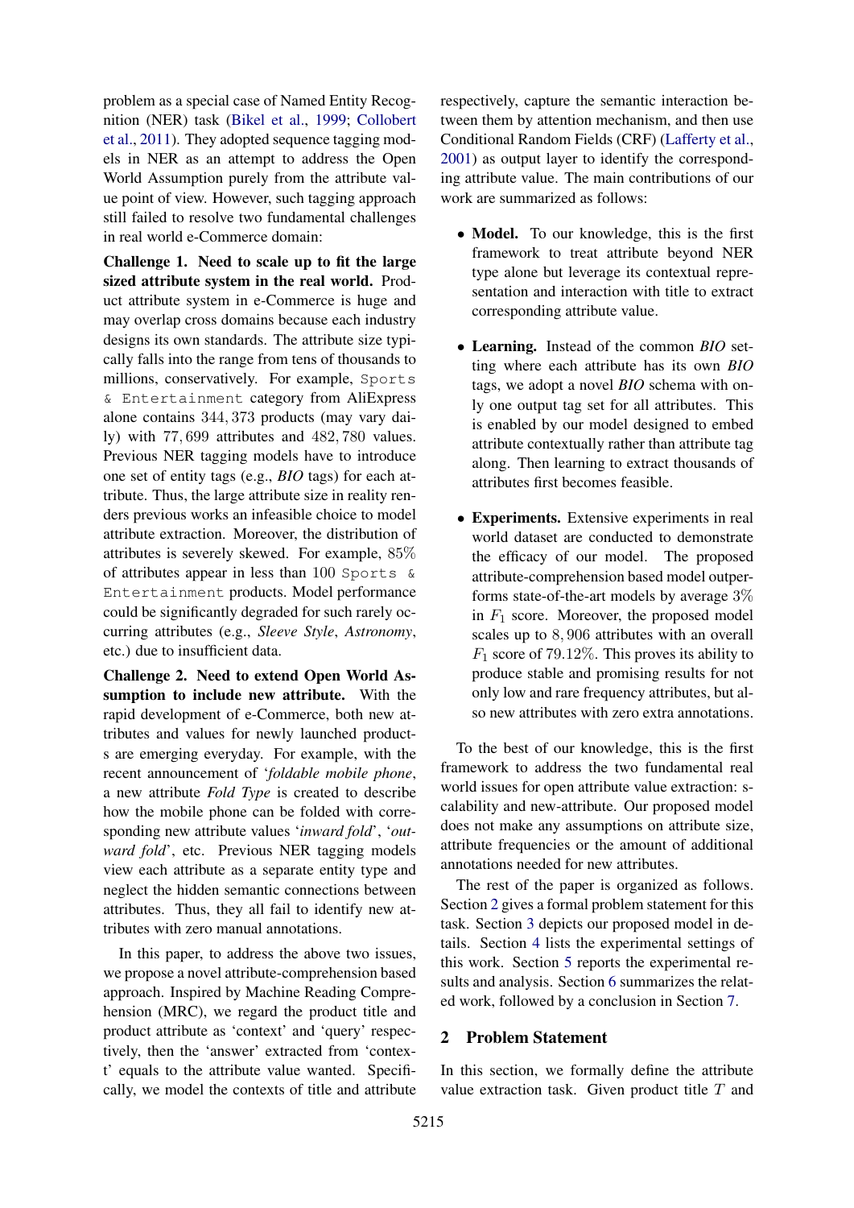problem as a special case of Named Entity Recognition (NER) task (Bikel et al., 1999; Collobert et al., 2011). They adopted sequence tagging models in NER as an attempt to address the Open World Assumption purely from the attribute value point of view. However, such tagging approach still failed to resolve two fundamental challenges in real world e-Commerce domain:

**Challenge 1. Need to scale up to fit the large sized attribute system in the real world.** Product attribute system in e-Commerce is huge and may overlap cross domains because each industry designs its own standards. The attribute size typically falls into the range from tens of thousands to millions, conservatively. For example, `Sports & Entertainment` category from AliExpress alone contains $344,373$ products (may vary daily) with $77,699$ attributes and $482,780$ values. Previous NER tagging models have to introduce one set of entity tags (e.g., *BIO* tags) for each attribute. Thus, the large attribute size in reality renders previous works an infeasible choice to model attribute extraction. Moreover, the distribution of attributes is severely skewed. For example, $85\%$ of attributes appear in less than $100$ `Sports & Entertainment` products. Model performance could be significantly degraded for such rarely occurring attributes (e.g., *Sleeve Style*, *Astronomy*, etc.) due to insufficient data.

**Challenge 2. Need to extend Open World Assumption to include new attribute.** With the rapid development of e-Commerce, both new attributes and values for newly launched products are emerging everyday. For example, with the recent announcement of '*foldable mobile phone*', a new attribute *Fold Type* is created to describe how the mobile phone can be folded with corresponding new attribute values '*inward fold*', '*outward fold*', etc. Previous NER tagging models view each attribute as a separate entity type and neglect the hidden semantic connections between attributes. Thus, they all fail to identify new attributes with zero manual annotations.

In this paper, to address the above two issues, we propose a novel attribute-comprehension based approach. Inspired by Machine Reading Comprehension (MRC), we regard the product title and product attribute as 'context' and 'query' respectively, then the 'answer' extracted from 'context' equals to the attribute value wanted. Specifically, we model the contexts of title and attribute respectively, capture the semantic interaction between them by attention mechanism, and then use Conditional Random Fields (CRF) (Lafferty et al., 2001) as output layer to identify the corresponding attribute value. The main contributions of our work are summarized as follows:

- **Model.** To our knowledge, this is the first framework to treat attribute beyond NER type alone but leverage its contextual representation and interaction with title to extract corresponding attribute value.
- **Learning.** Instead of the common *BIO* setting where each attribute has its own *BIO* tags, we adopt a novel *BIO* schema with only one output tag set for all attributes. This is enabled by our model designed to embed attribute contextually rather than attribute tag along. Then learning to extract thousands of attributes first becomes feasible.
- **Experiments.** Extensive experiments in real world dataset are conducted to demonstrate the efficacy of our model. The proposed attribute-comprehension based model outperforms state-of-the-art models by average $3\%$ in $F_1$ score. Moreover, the proposed model scales up to $8,906$ attributes with an overall $F_1$ score of $79.12\%$. This proves its ability to produce stable and promising results for not only low and rare frequency attributes, but also new attributes with zero extra annotations.

To the best of our knowledge, this is the first framework to address the two fundamental real world issues for open attribute value extraction: scalability and new-attribute. Our proposed model does not make any assumptions on attribute size, attribute frequencies or the amount of additional annotations needed for new attributes.

The rest of the paper is organized as follows. Section 2 gives a formal problem statement for this task. Section 3 depicts our proposed model in details. Section 4 lists the experimental settings of this work. Section 5 reports the experimental results and analysis. Section 6 summarizes the related work, followed by a conclusion in Section 7.

## 2 Problem Statement

In this section, we formally define the attribute value extraction task. Given product title $T$ and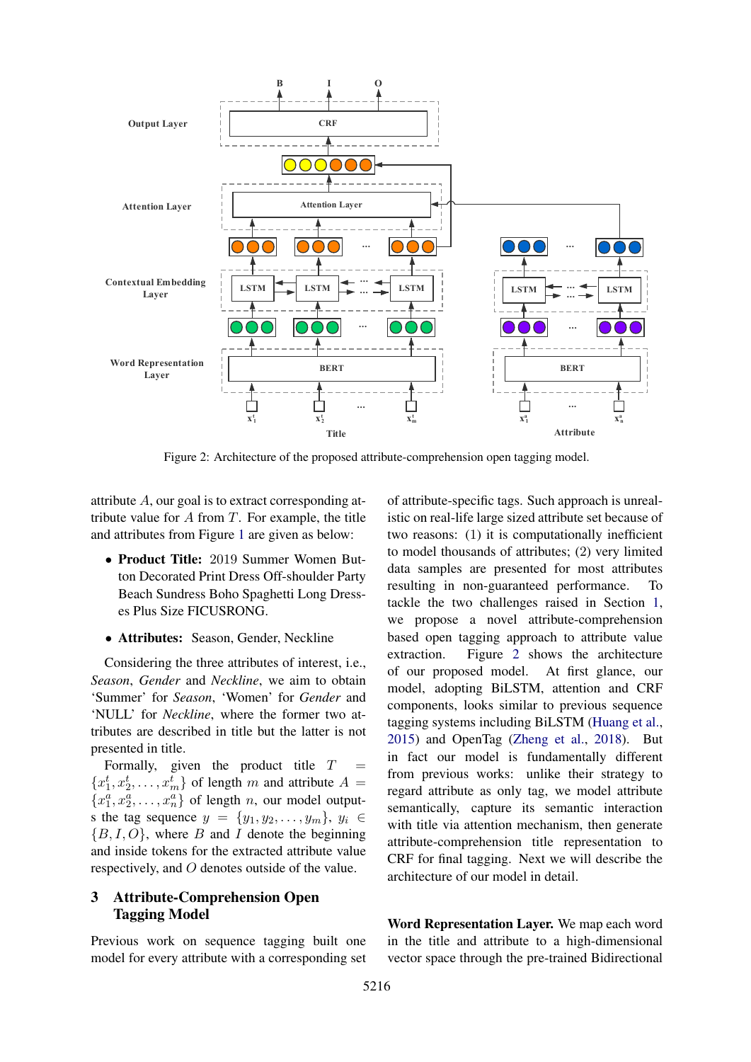B I O

Output Layer

CRF

Attention Layer

Attention Layer

Contextual Embedding Layer

LSTM LSTM ... LSTM

LSTM ... LSTM

Word Representation Layer

BERT

BERT

$x_1^t$ $x_2^t$ ... $x_m^t$

$x_1^a$ ... $x_n^a$

Title

Attribute

Figure 2: Architecture of the proposed attribute-comprehension open tagging model.

attribute $A$, our goal is to extract corresponding attribute value for $A$ from $T$. For example, the title and attributes from Figure 1 are given as below:

- **Product Title:** 2019 Summer Women Button Decorated Print Dress Off-shoulder Party Beach Sundress Boho Spaghetti Long Dresses Plus Size FICUSRONG.
- **Attributes:** Season, Gender, Neckline

Considering the three attributes of interest, i.e., *Season*, *Gender* and *Neckline*, we aim to obtain 'Summer' for *Season*, 'Women' for *Gender* and 'NULL' for *Neckline*, where the former two attributes are described in title but the latter is not presented in title.

Formally, given the product title $T = \{x_1^t, x_2^t, \ldots, x_m^t\}$ of length $m$ and attribute $A = \{x_1^a, x_2^a, \ldots, x_n^a\}$ of length $n$, our model outputs the tag sequence $y = \{y_1, y_2, \ldots, y_m\}$, $y_i \in \{B, I, O\}$, where $B$ and $I$ denote the beginning and inside tokens for the extracted attribute value respectively, and $O$ denotes outside of the value.

## 3 Attribute-Comprehension Open Tagging Model

Previous work on sequence tagging built one model for every attribute with a corresponding set of attribute-specific tags. Such approach is unrealistic on real-life large sized attribute set because of two reasons: (1) it is computationally inefficient to model thousands of attributes; (2) very limited data samples are presented for most attributes resulting in non-guaranteed performance. To tackle the two challenges raised in Section 1, we propose a novel attribute-comprehension based open tagging approach to attribute value extraction. Figure 2 shows the architecture of our proposed model. At first glance, our model, adopting BiLSTM, attention and CRF components, looks similar to previous sequence tagging systems including BiLSTM (Huang et al., 2015) and OpenTag (Zheng et al., 2018). But in fact our model is fundamentally different from previous works: unlike their strategy to regard attribute as only tag, we model attribute semantically, capture its semantic interaction with title via attention mechanism, then generate attribute-comprehension title representation to CRF for final tagging. Next we will describe the architecture of our model in detail.

**Word Representation Layer.** We map each word in the title and attribute to a high-dimensional vector space through the pre-trained Bidirectional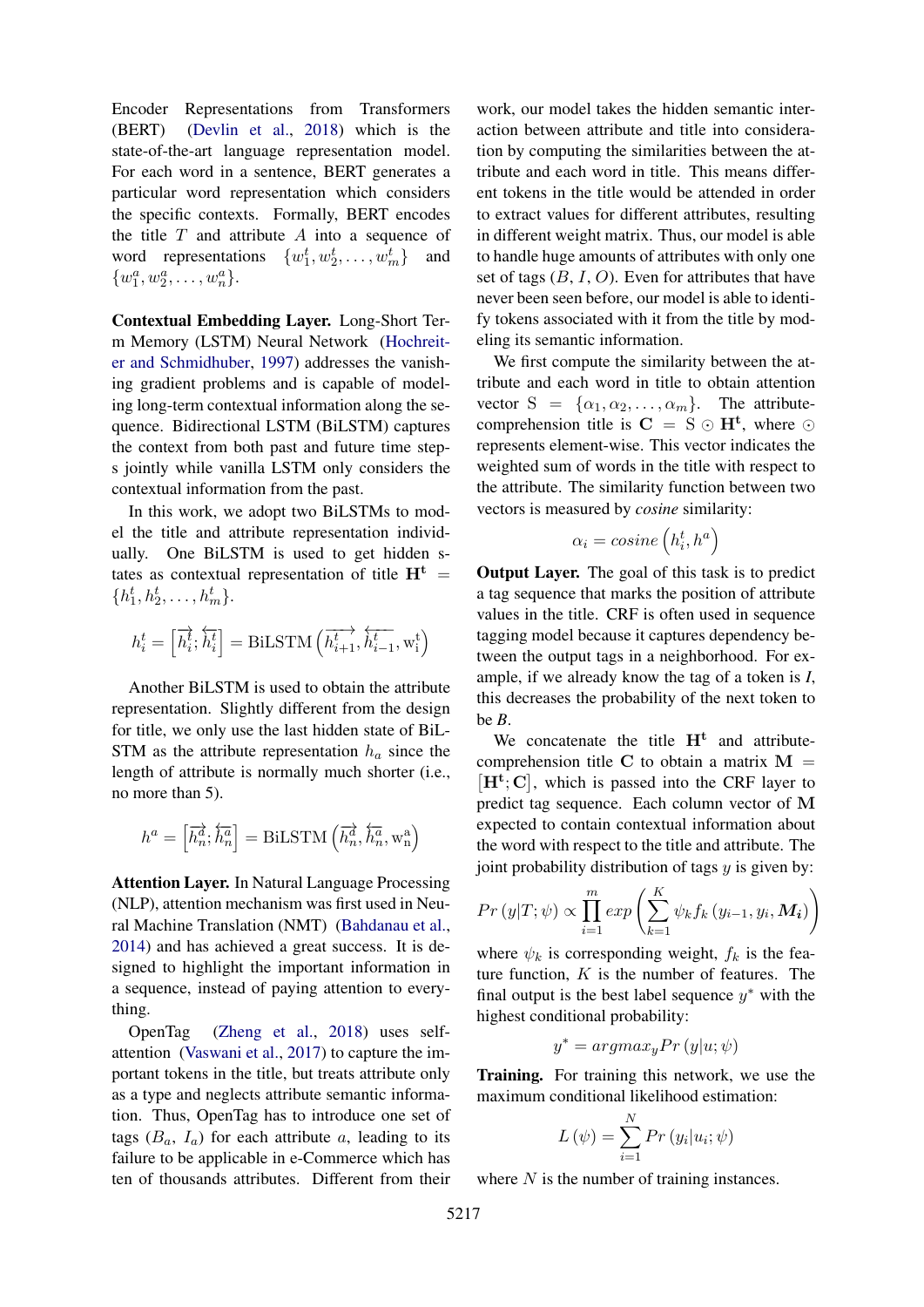Encoder Representations from Transformers (BERT) (Devlin et al., 2018) which is the state-of-the-art language representation model. For each word in a sentence, BERT generates a particular word representation which considers the specific contexts. Formally, BERT encodes the title $T$ and attribute $A$ into a sequence of word representations $\{w_1^t, w_2^t, \ldots, w_m^t\}$ and $\{w_1^a, w_2^a, \ldots, w_n^a\}$.

**Contextual Embedding Layer.** Long-Short Term Memory (LSTM) Neural Network (Hochreiter and Schmidhuber, 1997) addresses the vanishing gradient problems and is capable of modeling long-term contextual information along the sequence. Bidirectional LSTM (BiLSTM) captures the context from both past and future time steps jointly while vanilla LSTM only considers the contextual information from the past.

In this work, we adopt two BiLSTMs to model the title and attribute representation individually. One BiLSTM is used to get hidden states as contextual representation of title $\mathbf{H^t} = \{h_1^t, h_2^t, \ldots, h_m^t\}$.

$$h_i^t = \left[\overrightarrow{h_i^t}; \overleftarrow{h_i^t}\right] = \text{BiLSTM}\left(\overrightarrow{h_{i+1}^t}, \overleftarrow{h_{i-1}^t}, \mathrm{w_i^t}\right)$$

Another BiLSTM is used to obtain the attribute representation. Slightly different from the design for title, we only use the last hidden state of BiLSTM as the attribute representation $h_a$ since the length of attribute is normally much shorter (i.e., no more than 5).

$$h^a = \left[\overrightarrow{h_n^a}; \overleftarrow{h_n^a}\right] = \text{BiLSTM}\left(\overrightarrow{h_n^a}, \overleftarrow{h_n^a}, \mathrm{w_n^a}\right)$$

**Attention Layer.** In Natural Language Processing (NLP), attention mechanism was first used in Neural Machine Translation (NMT) (Bahdanau et al., 2014) and has achieved a great success. It is designed to highlight the important information in a sequence, instead of paying attention to everything.

OpenTag (Zheng et al., 2018) uses self-attention (Vaswani et al., 2017) to capture the important tokens in the title, but treats attribute only as a type and neglects attribute semantic information. Thus, OpenTag has to introduce one set of tags ($B_a$, $I_a$) for each attribute $a$, leading to its failure to be applicable in e-Commerce which has ten of thousands attributes. Different from their work, our model takes the hidden semantic interaction between attribute and title into consideration by computing the similarities between the attribute and each word in title. This means different tokens in the title would be attended in order to extract values for different attributes, resulting in different weight matrix. Thus, our model is able to handle huge amounts of attributes with only one set of tags ($B$, $I$, $O$). Even for attributes that have never been seen before, our model is able to identify tokens associated with it from the title by modeling its semantic information.

We first compute the similarity between the attribute and each word in title to obtain attention vector $\mathrm{S} = \{\alpha_1, \alpha_2, \ldots, \alpha_m\}$. The attribute-comprehension title is $\mathbf{C} = \mathrm{S} \odot \mathbf{H^t}$, where $\odot$ represents element-wise. This vector indicates the weighted sum of words in the title with respect to the attribute. The similarity function between two vectors is measured by *cosine* similarity:

$$\alpha_i = cosine\left(h_i^t, h^a\right)$$

**Output Layer.** The goal of this task is to predict a tag sequence that marks the position of attribute values in the title. CRF is often used in sequence tagging model because it captures dependency between the output tags in a neighborhood. For example, if we already know the tag of a token is *I*, this decreases the probability of the next token to be *B*.

We concatenate the title $\mathbf{H^t}$ and attribute-comprehension title $\mathbf{C}$ to obtain a matrix $\mathbf{M} = [\mathbf{H^t}; \mathbf{C}]$, which is passed into the CRF layer to predict tag sequence. Each column vector of $\mathbf{M}$ expected to contain contextual information about the word with respect to the title and attribute. The joint probability distribution of tags $y$ is given by:

$$Pr\left(y|T;\psi\right) \propto \prod_{i=1}^{m} exp\left(\sum_{k=1}^{K} \psi_k f_k\left(y_{i-1}, y_i, \boldsymbol{M_i}\right)\right)$$

where $\psi_k$ is corresponding weight, $f_k$ is the feature function, $K$ is the number of features. The final output is the best label sequence $y^*$ with the highest conditional probability:

$$y^* = argmax_y Pr\left(y|u;\psi\right)$$

**Training.** For training this network, we use the maximum conditional likelihood estimation:

$$L\left(\psi\right) = \sum_{i=1}^{N} Pr\left(y_i|u_i;\psi\right)$$

where $N$ is the number of training instances.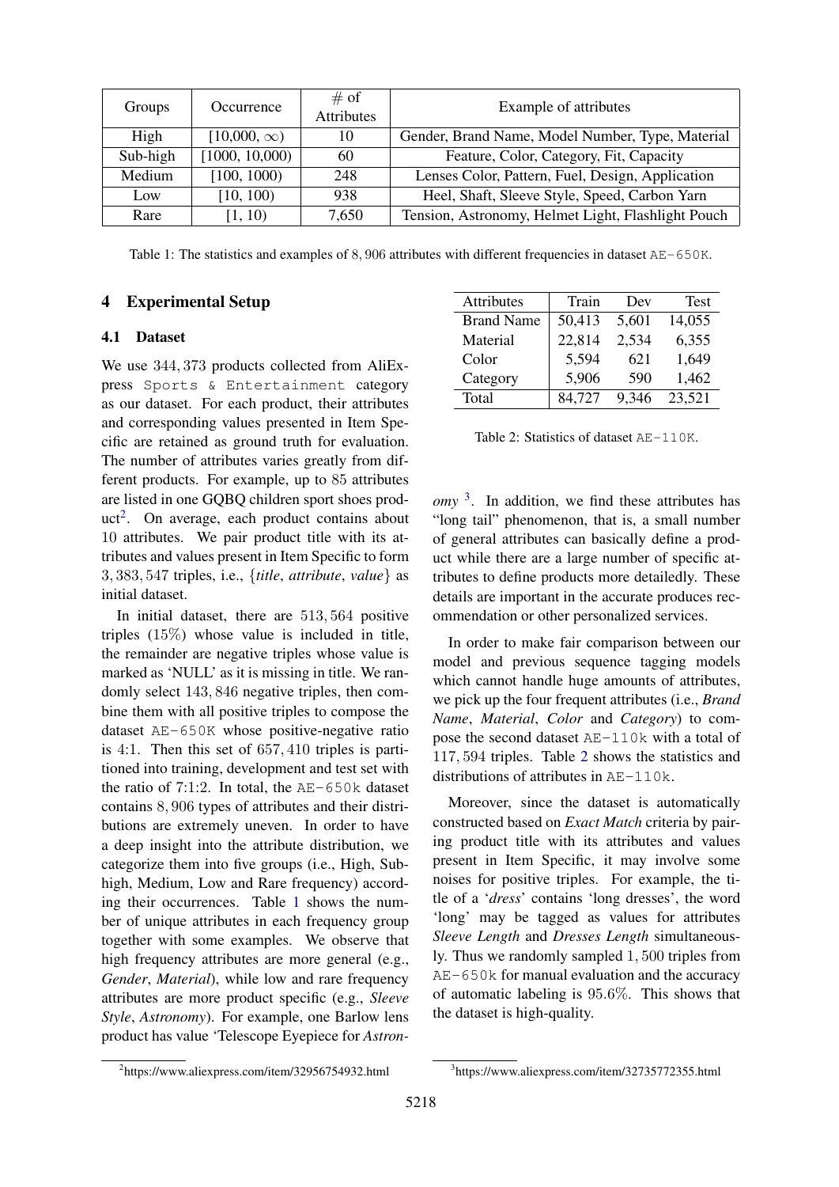| Groups | Occurrence | # of Attributes | Example of attributes |
|---|---|---|---|
| High | [10,000, ∞) | 10 | Gender, Brand Name, Model Number, Type, Material |
| Sub-high | [1000, 10,000) | 60 | Feature, Color, Category, Fit, Capacity |
| Medium | [100, 1000) | 248 | Lenses Color, Pattern, Fuel, Design, Application |
| Low | [10, 100) | 938 | Heel, Shaft, Sleeve Style, Speed, Carbon Yarn |
| Rare | [1, 10) | 7,650 | Tension, Astronomy, Helmet Light, Flashlight Pouch |

Table 1: The statistics and examples of 8,906 attributes with different frequencies in dataset AE-650K.

## 4 Experimental Setup

### 4.1 Dataset

We use 344,373 products collected from AliExpress Sports & Entertainment category as our dataset. For each product, their attributes and corresponding values presented in Item Specific are retained as ground truth for evaluation. The number of attributes varies greatly from different products. For example, up to 85 attributes are listed in one GQBQ children sport shoes product[2]. On average, each product contains about 10 attributes. We pair product title with its attributes and values present in Item Specific to form 3,383,547 triples, i.e., {*title*, *attribute*, *value*} as initial dataset.

In initial dataset, there are 513,564 positive triples (15%) whose value is included in title, the remainder are negative triples whose value is marked as 'NULL' as it is missing in title. We randomly select 143,846 negative triples, then combine them with all positive triples to compose the dataset AE-650K whose positive-negative ratio is 4:1. Then this set of 657,410 triples is partitioned into training, development and test set with the ratio of 7:1:2. In total, the AE-650k dataset contains 8,906 types of attributes and their distributions are extremely uneven. In order to have a deep insight into the attribute distribution, we categorize them into five groups (i.e., High, Sub-high, Medium, Low and Rare frequency) according their occurrences. Table 1 shows the number of unique attributes in each frequency group together with some examples. We observe that high frequency attributes are more general (e.g., *Gender*, *Material*), while low and rare frequency attributes are more product specific (e.g., *Sleeve Style*, *Astronomy*). For example, one Barlow lens product has value 'Telescope Eyepiece for *Astronomy*'[3]. In addition, we find these attributes has "long tail" phenomenon, that is, a small number of general attributes can basically define a product while there are a large number of specific attributes to define products more detailedly. These details are important in the accurate produces recommendation or other personalized services.

| Attributes | Train | Dev | Test |
|---|---|---|---|
| Brand Name | 50,413 | 5,601 | 14,055 |
| Material | 22,814 | 2,534 | 6,355 |
| Color | 5,594 | 621 | 1,649 |
| Category | 5,906 | 590 | 1,462 |
| Total | 84,727 | 9,346 | 23,521 |

Table 2: Statistics of dataset AE-110K.

In order to make fair comparison between our model and previous sequence tagging models which cannot handle huge amounts of attributes, we pick up the four frequent attributes (i.e., *Brand Name*, *Material*, *Color* and *Category*) to compose the second dataset AE-110k with a total of 117,594 triples. Table 2 shows the statistics and distributions of attributes in AE-110k.

Moreover, since the dataset is automatically constructed based on *Exact Match* criteria by pairing product title with its attributes and values present in Item Specific, it may involve some noises for positive triples. For example, the title of a '*dress*' contains 'long dresses', the word 'long' may be tagged as values for attributes *Sleeve Length* and *Dresses Length* simultaneously. Thus we randomly sampled 1,500 triples from AE-650k for manual evaluation and the accuracy of automatic labeling is 95.6%. This shows that the dataset is high-quality.

[2] https://www.aliexpress.com/item/32956754932.html

[3] https://www.aliexpress.com/item/32735772355.html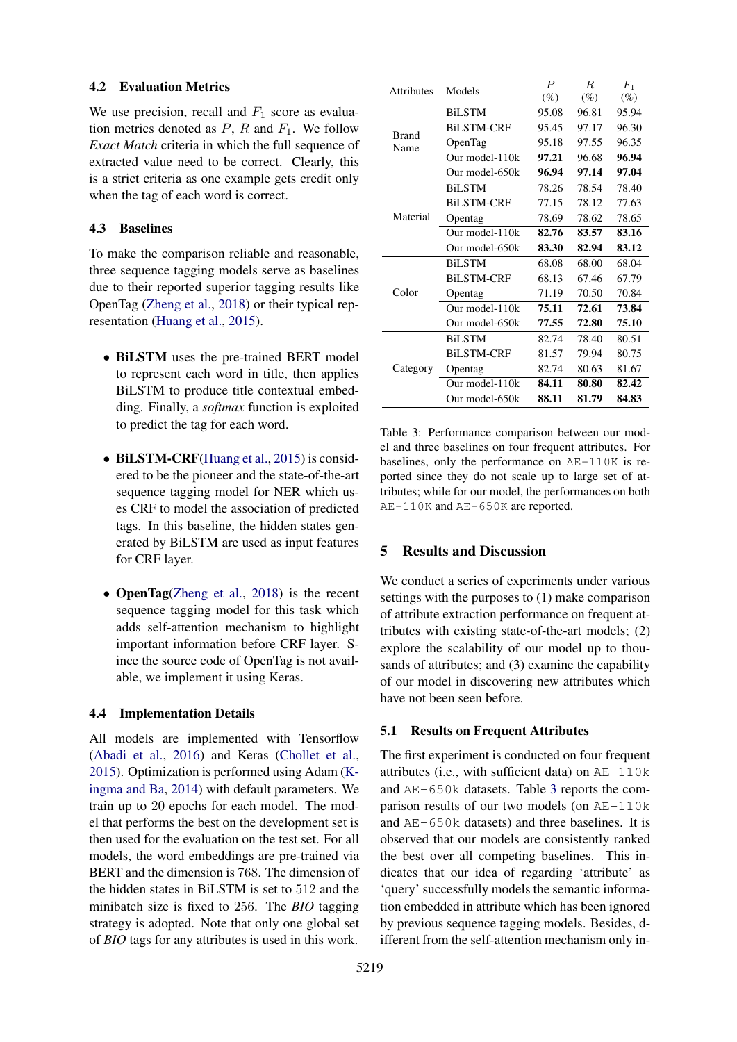### 4.2 Evaluation Metrics

We use precision, recall and $F_1$ score as evaluation metrics denoted as $P$, $R$ and $F_1$. We follow *Exact Match* criteria in which the full sequence of extracted value need to be correct. Clearly, this is a strict criteria as one example gets credit only when the tag of each word is correct.

### 4.3 Baselines

To make the comparison reliable and reasonable, three sequence tagging models serve as baselines due to their reported superior tagging results like OpenTag (Zheng et al., 2018) or their typical representation (Huang et al., 2015).

- **BiLSTM** uses the pre-trained BERT model to represent each word in title, then applies BiLSTM to produce title contextual embedding. Finally, a *softmax* function is exploited to predict the tag for each word.

- **BiLSTM-CRF**(Huang et al., 2015) is considered to be the pioneer and the state-of-the-art sequence tagging model for NER which uses CRF to model the association of predicted tags. In this baseline, the hidden states generated by BiLSTM are used as input features for CRF layer.

- **OpenTag**(Zheng et al., 2018) is the recent sequence tagging model for this task which adds self-attention mechanism to highlight important information before CRF layer. Since the source code of OpenTag is not available, we implement it using Keras.

### 4.4 Implementation Details

All models are implemented with Tensorflow (Abadi et al., 2016) and Keras (Chollet et al., 2015). Optimization is performed using Adam (Kingma and Ba, 2014) with default parameters. We train up to 20 epochs for each model. The model that performs the best on the development set is then used for the evaluation on the test set. For all models, the word embeddings are pre-trained via BERT and the dimension is 768. The dimension of the hidden states in BiLSTM is set to 512 and the minibatch size is fixed to 256. The *BIO* tagging strategy is adopted. Note that only one global set of *BIO* tags for any attributes is used in this work.

| Attributes | Models | $P$ (%) | $R$ (%) | $F_1$ (%) |
|---|---|---|---|---|
| Brand Name | BiLSTM | 95.08 | 96.81 | 95.94 |
| | BiLSTM-CRF | 95.45 | 97.17 | 96.30 |
| | OpenTag | 95.18 | 97.55 | 96.35 |
| | Our model-110k | **97.21** | 96.68 | **96.94** |
| | Our model-650k | **96.94** | **97.14** | **97.04** |
| Material | BiLSTM | 78.26 | 78.54 | 78.40 |
| | BiLSTM-CRF | 77.15 | 78.12 | 77.63 |
| | Opentag | 78.69 | 78.62 | 78.65 |
| | Our model-110k | **82.76** | **83.57** | **83.16** |
| | Our model-650k | **83.30** | **82.94** | **83.12** |
| Color | BiLSTM | 68.08 | 68.00 | 68.04 |
| | BiLSTM-CRF | 68.13 | 67.46 | 67.79 |
| | Opentag | 71.19 | 70.50 | 70.84 |
| | Our model-110k | **75.11** | **72.61** | **73.84** |
| | Our model-650k | **77.55** | **72.80** | **75.10** |
| Category | BiLSTM | 82.74 | 78.40 | 80.51 |
| | BiLSTM-CRF | 81.57 | 79.94 | 80.75 |
| | Opentag | 82.74 | 80.63 | 81.67 |
| | Our model-110k | **84.11** | **80.80** | **82.42** |
| | Our model-650k | **88.11** | **81.79** | **84.83** |

Table 3: Performance comparison between our model and three baselines on four frequent attributes. For baselines, only the performance on AE-110K is reported since they do not scale up to large set of attributes; while for our model, the performances on both AE-110K and AE-650K are reported.

## 5 Results and Discussion

We conduct a series of experiments under various settings with the purposes to (1) make comparison of attribute extraction performance on frequent attributes with existing state-of-the-art models; (2) explore the scalability of our model up to thousands of attributes; and (3) examine the capability of our model in discovering new attributes which have not been seen before.

### 5.1 Results on Frequent Attributes

The first experiment is conducted on four frequent attributes (i.e., with sufficient data) on AE-110k and AE-650k datasets. Table 3 reports the comparison results of our two models (on AE-110k and AE-650k datasets) and three baselines. It is observed that our models are consistently ranked the best over all competing baselines. This indicates that our idea of regarding 'attribute' as 'query' successfully models the semantic information embedded in attribute which has been ignored by previous sequence tagging models. Besides, different from the self-attention mechanism only in-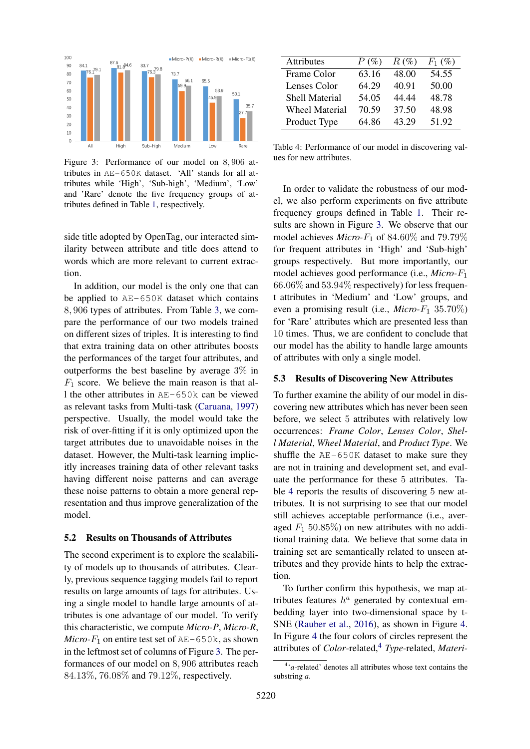100
90
80
70
60
50
40
30
20
10
0

Micro-P(%) Micro-R(%) Micro-F1(%)

84.1 76.1 79.1
87.6 81.6 84.6
83.7 76.3 79.8
73.7 59.9 66.1
65.5 45.9 53.9
50.1 27.7 35.7

All High Sub-high Medium Low Rare

Figure 3: Performance of our model on 8,906 attributes in AE-650K dataset. 'All' stands for all attributes while 'High', 'Sub-high', 'Medium', 'Low' and 'Rare' denote the five frequency groups of attributes defined in Table 1, respectively.

side title adopted by OpenTag, our interacted similarity between attribute and title does attend to words which are more relevant to current extraction.

In addition, our model is the only one that can be applied to AE-650K dataset which contains 8,906 types of attributes. From Table 3, we compare the performance of our two models trained on different sizes of triples. It is interesting to find that extra training data on other attributes boosts the performances of the target four attributes, and outperforms the best baseline by average 3% in $F_1$ score. We believe the main reason is that all the other attributes in AE-650k can be viewed as relevant tasks from Multi-task (Caruana, 1997) perspective. Usually, the model would take the risk of over-fitting if it is only optimized upon the target attributes due to unavoidable noises in the dataset. However, the Multi-task learning implicitly increases training data of other relevant tasks having different noise patterns and can average these noise patterns to obtain a more general representation and thus improve generalization of the model.

### 5.2 Results on Thousands of Attributes

The second experiment is to explore the scalability of models up to thousands of attributes. Clearly, previous sequence tagging models fail to report results on large amounts of tags for attributes. Using a single model to handle large amounts of attributes is one advantage of our model. To verify this characteristic, we compute *Micro-P*, *Micro-R*, *Micro-*$F_1$ on entire test set of AE-650k, as shown in the leftmost set of columns of Figure 3. The performances of our model on 8,906 attributes reach 84.13%, 76.08% and 79.12%, respectively.

| Attributes | $P$ (%) | $R$ (%) | $F_1$ (%) |
|---|---|---|---|
| Frame Color | 63.16 | 48.00 | 54.55 |
| Lenses Color | 64.29 | 40.91 | 50.00 |
| Shell Material | 54.05 | 44.44 | 48.78 |
| Wheel Material | 70.59 | 37.50 | 48.98 |
| Product Type | 64.86 | 43.29 | 51.92 |

Table 4: Performance of our model in discovering values for new attributes.

In order to validate the robustness of our model, we also perform experiments on five attribute frequency groups defined in Table 1. Their results are shown in Figure 3. We observe that our model achieves *Micro-*$F_1$ of 84.60% and 79.79% for frequent attributes in 'High' and 'Sub-high' groups respectively. But more importantly, our model achieves good performance (i.e., *Micro-*$F_1$ 66.06% and 53.94% respectively) for less frequent attributes in 'Medium' and 'Low' groups, and even a promising result (i.e., *Micro-*$F_1$ 35.70%) for 'Rare' attributes which are presented less than 10 times. Thus, we are confident to conclude that our model has the ability to handle large amounts of attributes with only a single model.

### 5.3 Results of Discovering New Attributes

To further examine the ability of our model in discovering new attributes which has never been seen before, we select 5 attributes with relatively low occurrences: *Frame Color*, *Lenses Color*, *Shell Material*, *Wheel Material*, and *Product Type*. We shuffle the AE-650K dataset to make sure they are not in training and development set, and evaluate the performance for these 5 attributes. Table 4 reports the results of discovering 5 new attributes. It is not surprising to see that our model still achieves acceptable performance (i.e., averaged $F_1$ 50.85%) on new attributes with no additional training data. We believe that some data in training set are semantically related to unseen attributes and they provide hints to help the extraction.

To further confirm this hypothesis, we map attributes features $h^a$ generated by contextual embedding layer into two-dimensional space by t-SNE (Rauber et al., 2016), as shown in Figure 4. In Figure 4 the four colors of circles represent the attributes of *Color*-related,[4] *Type*-related, *Materi-*

[4] '*a*-related' denotes all attributes whose text contains the substring *a*.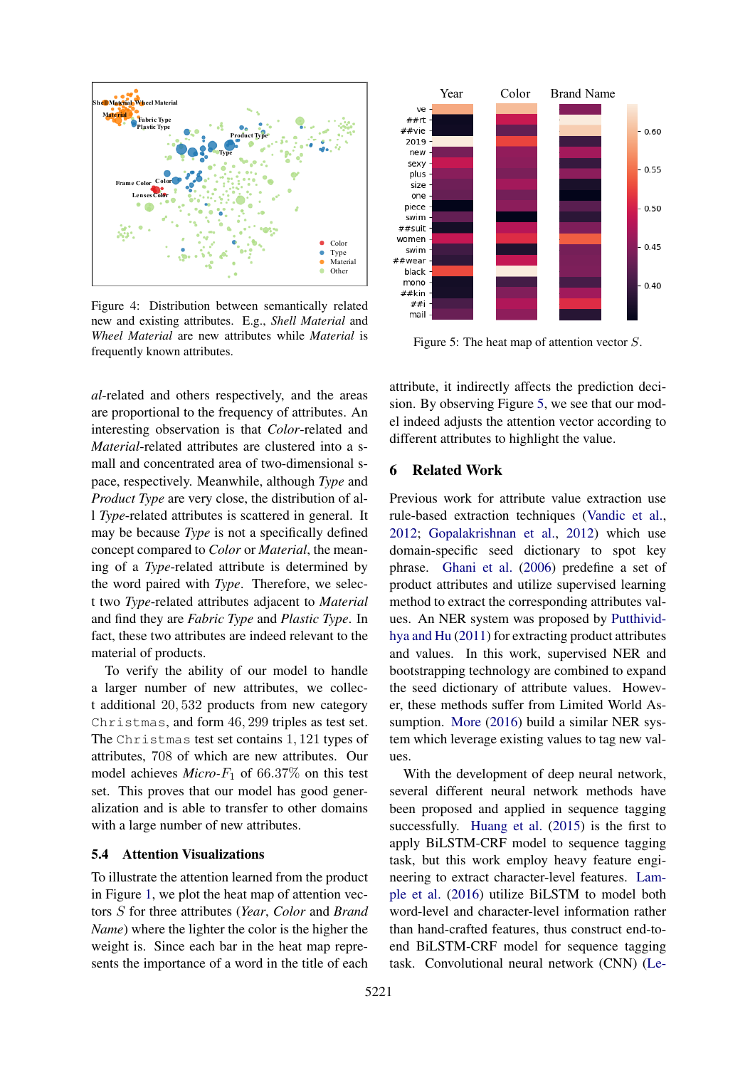Shell Material
Wheel Material
Material
Fabric Type
Plastic Type
Product Type
Type
Frame Color
Color
Lenses Color
Color
Type
Material
Other

Figure 4: Distribution between semantically related new and existing attributes. E.g., *Shell Material* and *Wheel Material* are new attributes while *Material* is frequently known attributes.

Year
Color
Brand Name
ve
##rt
##vie
2019
new
sexy
plus
size
one
piece
swim
##suit
women
swim
##wear
black
mono
##kin
##i
mail
0.60
0.55
0.50
0.45
0.40

Figure 5: The heat map of attention vector $S$.

*al*-related and others respectively, and the areas are proportional to the frequency of attributes. An interesting observation is that *Color*-related and *Material*-related attributes are clustered into a small and concentrated area of two-dimensional space, respectively. Meanwhile, although *Type* and *Product Type* are very close, the distribution of all *Type*-related attributes is scattered in general. It may be because *Type* is not a specifically defined concept compared to *Color* or *Material*, the meaning of a *Type*-related attribute is determined by the word paired with *Type*. Therefore, we select two *Type*-related attributes adjacent to *Material* and find they are *Fabric Type* and *Plastic Type*. In fact, these two attributes are indeed relevant to the material of products.

To verify the ability of our model to handle a larger number of new attributes, we collect additional 20,532 products from new category `Christmas`, and form 46,299 triples as test set. The `Christmas` test set contains 1,121 types of attributes, 708 of which are new attributes. Our model achieves *Micro*-$F_1$ of 66.37% on this test set. This proves that our model has good generalization and is able to transfer to other domains with a large number of new attributes.

### 5.4 Attention Visualizations

To illustrate the attention learned from the product in Figure 1, we plot the heat map of attention vectors $S$ for three attributes (*Year*, *Color* and *Brand Name*) where the lighter the color is the higher the weight is. Since each bar in the heat map represents the importance of a word in the title of each attribute, it indirectly affects the prediction decision. By observing Figure 5, we see that our model indeed adjusts the attention vector according to different attributes to highlight the value.

## 6 Related Work

Previous work for attribute value extraction use rule-based extraction techniques (Vandic et al., 2012; Gopalakrishnan et al., 2012) which use domain-specific seed dictionary to spot key phrase. Ghani et al. (2006) predefine a set of product attributes and utilize supervised learning method to extract the corresponding attributes values. An NER system was proposed by Putthividhya and Hu (2011) for extracting product attributes and values. In this work, supervised NER and bootstrapping technology are combined to expand the seed dictionary of attribute values. However, these methods suffer from Limited World Assumption. More (2016) build a similar NER system which leverage existing values to tag new values.

With the development of deep neural network, several different neural network methods have been proposed and applied in sequence tagging successfully. Huang et al. (2015) is the first to apply BiLSTM-CRF model to sequence tagging task, but this work employ heavy feature engineering to extract character-level features. Lample et al. (2016) utilize BiLSTM to model both word-level and character-level information rather than hand-crafted features, thus construct end-to-end BiLSTM-CRF model for sequence tagging task. Convolutional neural network (CNN) (Le-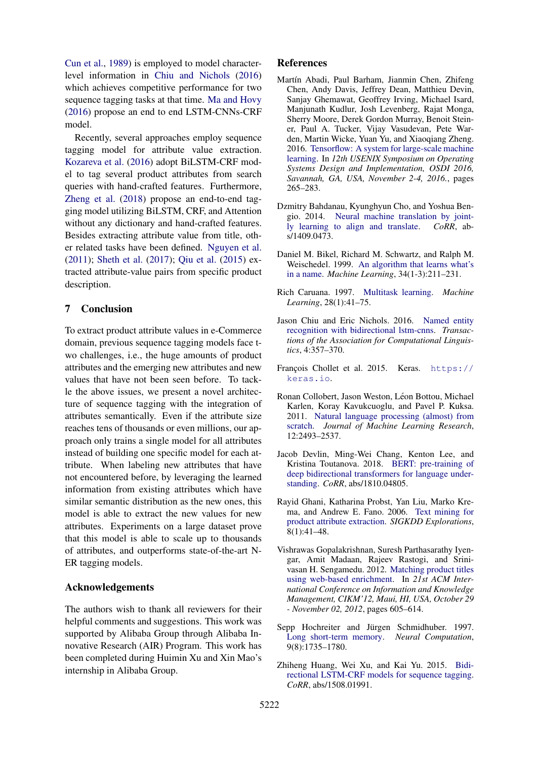Cun et al., 1989) is employed to model character-level information in Chiu and Nichols (2016) which achieves competitive performance for two sequence tagging tasks at that time. Ma and Hovy (2016) propose an end to end LSTM-CNNs-CRF model.

Recently, several approaches employ sequence tagging model for attribute value extraction. Kozareva et al. (2016) adopt BiLSTM-CRF model to tag several product attributes from search queries with hand-crafted features. Furthermore, Zheng et al. (2018) propose an end-to-end tagging model utilizing BiLSTM, CRF, and Attention without any dictionary and hand-crafted features. Besides extracting attribute value from title, other related tasks have been defined. Nguyen et al. (2011); Sheth et al. (2017); Qiu et al. (2015) extracted attribute-value pairs from specific product description.

## 7 Conclusion

To extract product attribute values in e-Commerce domain, previous sequence tagging models face two challenges, i.e., the huge amounts of product attributes and the emerging new attributes and new values that have not been seen before. To tackle the above issues, we present a novel architecture of sequence tagging with the integration of attributes semantically. Even if the attribute size reaches tens of thousands or even millions, our approach only trains a single model for all attributes instead of building one specific model for each attribute. When labeling new attributes that have not encountered before, by leveraging the learned information from existing attributes which have similar semantic distribution as the new ones, this model is able to extract the new values for new attributes. Experiments on a large dataset prove that this model is able to scale up to thousands of attributes, and outperforms state-of-the-art NER tagging models.

## Acknowledgements

The authors wish to thank all reviewers for their helpful comments and suggestions. This work was supported by Alibaba Group through Alibaba Innovative Research (AIR) Program. This work has been completed during Huimin Xu and Xin Mao's internship in Alibaba Group.

## References

Martín Abadi, Paul Barham, Jianmin Chen, Zhifeng Chen, Andy Davis, Jeffrey Dean, Matthieu Devin, Sanjay Ghemawat, Geoffrey Irving, Michael Isard, Manjunath Kudlur, Josh Levenberg, Rajat Monga, Sherry Moore, Derek Gordon Murray, Benoit Steiner, Paul A. Tucker, Vijay Vasudevan, Pete Warden, Martin Wicke, Yuan Yu, and Xiaoqiang Zheng. 2016. Tensorflow: A system for large-scale machine learning. In *12th USENIX Symposium on Operating Systems Design and Implementation, OSDI 2016, Savannah, GA, USA, November 2-4, 2016.*, pages 265–283.

Dzmitry Bahdanau, Kyunghyun Cho, and Yoshua Bengio. 2014. Neural machine translation by jointly learning to align and translate. *CoRR*, abs/1409.0473.

Daniel M. Bikel, Richard M. Schwartz, and Ralph M. Weischedel. 1999. An algorithm that learns what's in a name. *Machine Learning*, 34(1-3):211–231.

Rich Caruana. 1997. Multitask learning. *Machine Learning*, 28(1):41–75.

Jason Chiu and Eric Nichols. 2016. Named entity recognition with bidirectional lstm-cnns. *Transactions of the Association for Computational Linguistics*, 4:357–370.

François Chollet et al. 2015. Keras. `https://keras.io`.

Ronan Collobert, Jason Weston, Léon Bottou, Michael Karlen, Koray Kavukcuoglu, and Pavel P. Kuksa. 2011. Natural language processing (almost) from scratch. *Journal of Machine Learning Research*, 12:2493–2537.

Jacob Devlin, Ming-Wei Chang, Kenton Lee, and Kristina Toutanova. 2018. BERT: pre-training of deep bidirectional transformers for language understanding. *CoRR*, abs/1810.04805.

Rayid Ghani, Katharina Probst, Yan Liu, Marko Krema, and Andrew E. Fano. 2006. Text mining for product attribute extraction. *SIGKDD Explorations*, 8(1):41–48.

Vishrawas Gopalakrishnan, Suresh Parthasarathy Iyengar, Amit Madaan, Rajeev Rastogi, and Srinivasan H. Sengamedu. 2012. Matching product titles using web-based enrichment. In *21st ACM International Conference on Information and Knowledge Management, CIKM'12, Maui, HI, USA, October 29 - November 02, 2012*, pages 605–614.

Sepp Hochreiter and Jürgen Schmidhuber. 1997. Long short-term memory. *Neural Computation*, 9(8):1735–1780.

Zhiheng Huang, Wei Xu, and Kai Yu. 2015. Bidirectional LSTM-CRF models for sequence tagging. *CoRR*, abs/1508.01991.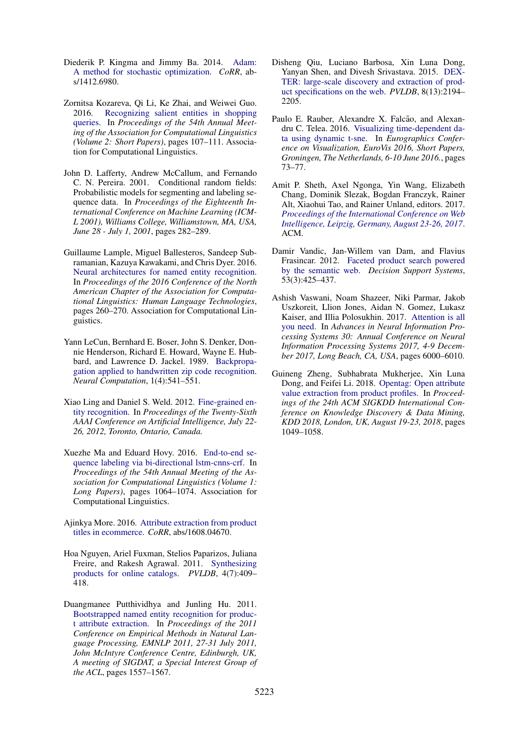Diederik P. Kingma and Jimmy Ba. 2014. Adam: A method for stochastic optimization. *CoRR*, abs/1412.6980.

Zornitsa Kozareva, Qi Li, Ke Zhai, and Weiwei Guo. 2016. Recognizing salient entities in shopping queries. In *Proceedings of the 54th Annual Meeting of the Association for Computational Linguistics (Volume 2: Short Papers)*, pages 107–111. Association for Computational Linguistics.

John D. Lafferty, Andrew McCallum, and Fernando C. N. Pereira. 2001. Conditional random fields: Probabilistic models for segmenting and labeling sequence data. In *Proceedings of the Eighteenth International Conference on Machine Learning (ICML 2001), Williams College, Williamstown, MA, USA, June 28 - July 1, 2001*, pages 282–289.

Guillaume Lample, Miguel Ballesteros, Sandeep Subramanian, Kazuya Kawakami, and Chris Dyer. 2016. Neural architectures for named entity recognition. In *Proceedings of the 2016 Conference of the North American Chapter of the Association for Computational Linguistics: Human Language Technologies*, pages 260–270. Association for Computational Linguistics.

Yann LeCun, Bernhard E. Boser, John S. Denker, Donnie Henderson, Richard E. Howard, Wayne E. Hubbard, and Lawrence D. Jackel. 1989. Backpropagation applied to handwritten zip code recognition. *Neural Computation*, 1(4):541–551.

Xiao Ling and Daniel S. Weld. 2012. Fine-grained entity recognition. In *Proceedings of the Twenty-Sixth AAAI Conference on Artificial Intelligence, July 22-26, 2012, Toronto, Ontario, Canada.*

Xuezhe Ma and Eduard Hovy. 2016. End-to-end sequence labeling via bi-directional lstm-cnns-crf. In *Proceedings of the 54th Annual Meeting of the Association for Computational Linguistics (Volume 1: Long Papers)*, pages 1064–1074. Association for Computational Linguistics.

Ajinkya More. 2016. Attribute extraction from product titles in ecommerce. *CoRR*, abs/1608.04670.

Hoa Nguyen, Ariel Fuxman, Stelios Paparizos, Juliana Freire, and Rakesh Agrawal. 2011. Synthesizing products for online catalogs. *PVLDB*, 4(7):409–418.

Duangmanee Putthividhya and Junling Hu. 2011. Bootstrapped named entity recognition for product attribute extraction. In *Proceedings of the 2011 Conference on Empirical Methods in Natural Language Processing, EMNLP 2011, 27-31 July 2011, John McIntyre Conference Centre, Edinburgh, UK, A meeting of SIGDAT, a Special Interest Group of the ACL*, pages 1557–1567.

Disheng Qiu, Luciano Barbosa, Xin Luna Dong, Yanyan Shen, and Divesh Srivastava. 2015. DEXTER: large-scale discovery and extraction of product specifications on the web. *PVLDB*, 8(13):2194–2205.

Paulo E. Rauber, Alexandre X. Falcão, and Alexandru C. Telea. 2016. Visualizing time-dependent data using dynamic t-sne. In *Eurographics Conference on Visualization, EuroVis 2016, Short Papers, Groningen, The Netherlands, 6-10 June 2016.*, pages 73–77.

Amit P. Sheth, Axel Ngonga, Yin Wang, Elizabeth Chang, Dominik Slezak, Bogdan Franczyk, Rainer Alt, Xiaohui Tao, and Rainer Unland, editors. 2017. *Proceedings of the International Conference on Web Intelligence, Leipzig, Germany, August 23-26, 2017*. ACM.

Damir Vandic, Jan-Willem van Dam, and Flavius Frasincar. 2012. Faceted product search powered by the semantic web. *Decision Support Systems*, 53(3):425–437.

Ashish Vaswani, Noam Shazeer, Niki Parmar, Jakob Uszkoreit, Llion Jones, Aidan N. Gomez, Lukasz Kaiser, and Illia Polosukhin. 2017. Attention is all you need. In *Advances in Neural Information Processing Systems 30: Annual Conference on Neural Information Processing Systems 2017, 4-9 December 2017, Long Beach, CA, USA*, pages 6000–6010.

Guineng Zheng, Subhabrata Mukherjee, Xin Luna Dong, and Feifei Li. 2018. Opentag: Open attribute value extraction from product profiles. In *Proceedings of the 24th ACM SIGKDD International Conference on Knowledge Discovery & Data Mining, KDD 2018, London, UK, August 19-23, 2018*, pages 1049–1058.